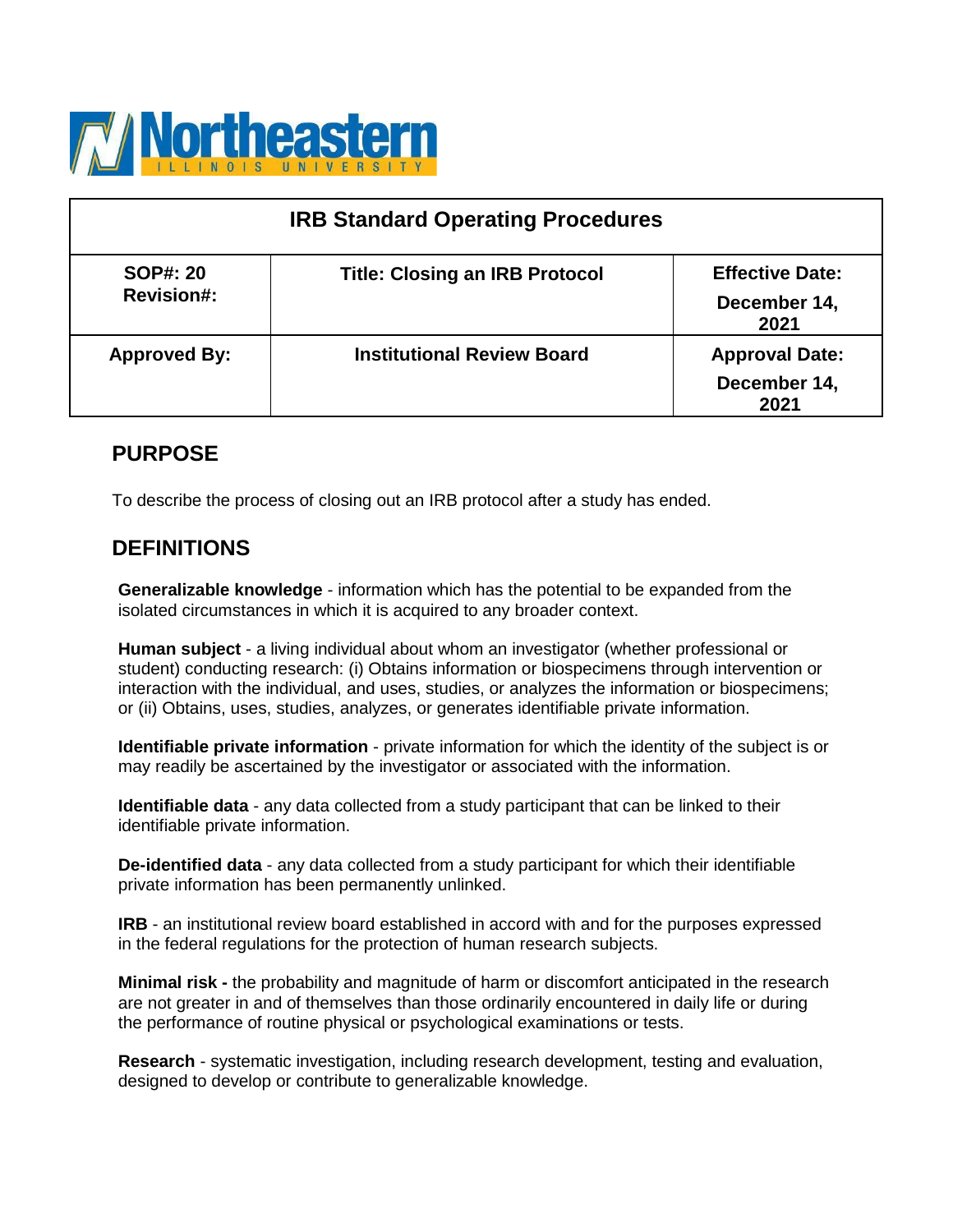Northeastern ILLINOIS UNIVERSITY

| IRB Standard Operating Procedures | | |
|---|---|---|
| **SOP#: 20**<br>**Revision#:** | **Title: Closing an IRB Protocol** | **Effective Date:**<br>**December 14, 2021** |
| **Approved By:** | **Institutional Review Board** | **Approval Date:**<br>**December 14, 2021** |

## PURPOSE

To describe the process of closing out an IRB protocol after a study has ended.

## DEFINITIONS

**Generalizable knowledge** - information which has the potential to be expanded from the isolated circumstances in which it is acquired to any broader context.

**Human subject** - a living individual about whom an investigator (whether professional or student) conducting research: (i) Obtains information or biospecimens through intervention or interaction with the individual, and uses, studies, or analyzes the information or biospecimens; or (ii) Obtains, uses, studies, analyzes, or generates identifiable private information.

**Identifiable private information** - private information for which the identity of the subject is or may readily be ascertained by the investigator or associated with the information.

**Identifiable data** - any data collected from a study participant that can be linked to their identifiable private information.

**De-identified data** - any data collected from a study participant for which their identifiable private information has been permanently unlinked.

**IRB** - an institutional review board established in accord with and for the purposes expressed in the federal regulations for the protection of human research subjects.

**Minimal risk -** the probability and magnitude of harm or discomfort anticipated in the research are not greater in and of themselves than those ordinarily encountered in daily life or during the performance of routine physical or psychological examinations or tests.

**Research** - systematic investigation, including research development, testing and evaluation, designed to develop or contribute to generalizable knowledge.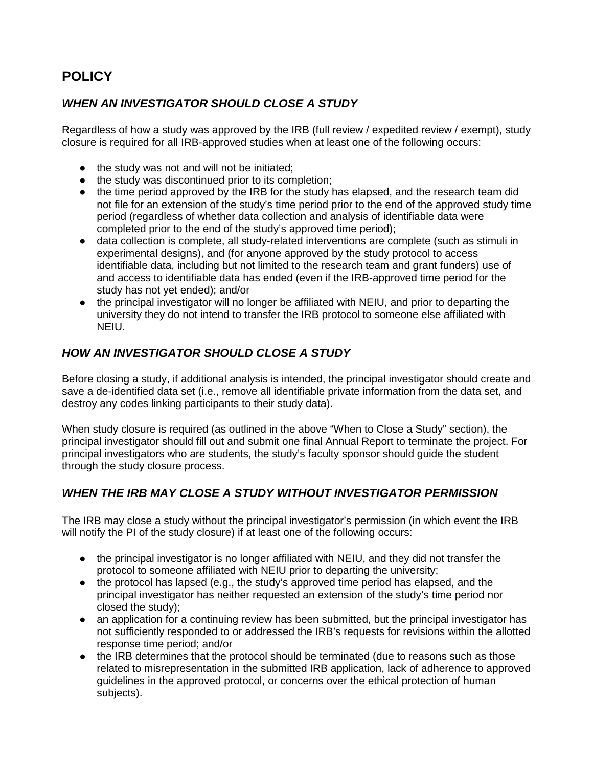## POLICY

### *WHEN AN INVESTIGATOR SHOULD CLOSE A STUDY*

Regardless of how a study was approved by the IRB (full review / expedited review / exempt), study closure is required for all IRB-approved studies when at least one of the following occurs:

- the study was not and will not be initiated;
- the study was discontinued prior to its completion;
- the time period approved by the IRB for the study has elapsed, and the research team did not file for an extension of the study's time period prior to the end of the approved study time period (regardless of whether data collection and analysis of identifiable data were completed prior to the end of the study's approved time period);
- data collection is complete, all study-related interventions are complete (such as stimuli in experimental designs), and (for anyone approved by the study protocol to access identifiable data, including but not limited to the research team and grant funders) use of and access to identifiable data has ended (even if the IRB-approved time period for the study has not yet ended); and/or
- the principal investigator will no longer be affiliated with NEIU, and prior to departing the university they do not intend to transfer the IRB protocol to someone else affiliated with NEIU.

### *HOW AN INVESTIGATOR SHOULD CLOSE A STUDY*

Before closing a study, if additional analysis is intended, the principal investigator should create and save a de-identified data set (i.e., remove all identifiable private information from the data set, and destroy any codes linking participants to their study data).

When study closure is required (as outlined in the above "When to Close a Study" section), the principal investigator should fill out and submit one final Annual Report to terminate the project. For principal investigators who are students, the study's faculty sponsor should guide the student through the study closure process.

### *WHEN THE IRB MAY CLOSE A STUDY WITHOUT INVESTIGATOR PERMISSION*

The IRB may close a study without the principal investigator's permission (in which event the IRB will notify the PI of the study closure) if at least one of the following occurs:

- the principal investigator is no longer affiliated with NEIU, and they did not transfer the protocol to someone affiliated with NEIU prior to departing the university;
- the protocol has lapsed (e.g., the study's approved time period has elapsed, and the principal investigator has neither requested an extension of the study's time period nor closed the study);
- an application for a continuing review has been submitted, but the principal investigator has not sufficiently responded to or addressed the IRB's requests for revisions within the allotted response time period; and/or
- the IRB determines that the protocol should be terminated (due to reasons such as those related to misrepresentation in the submitted IRB application, lack of adherence to approved guidelines in the approved protocol, or concerns over the ethical protection of human subjects).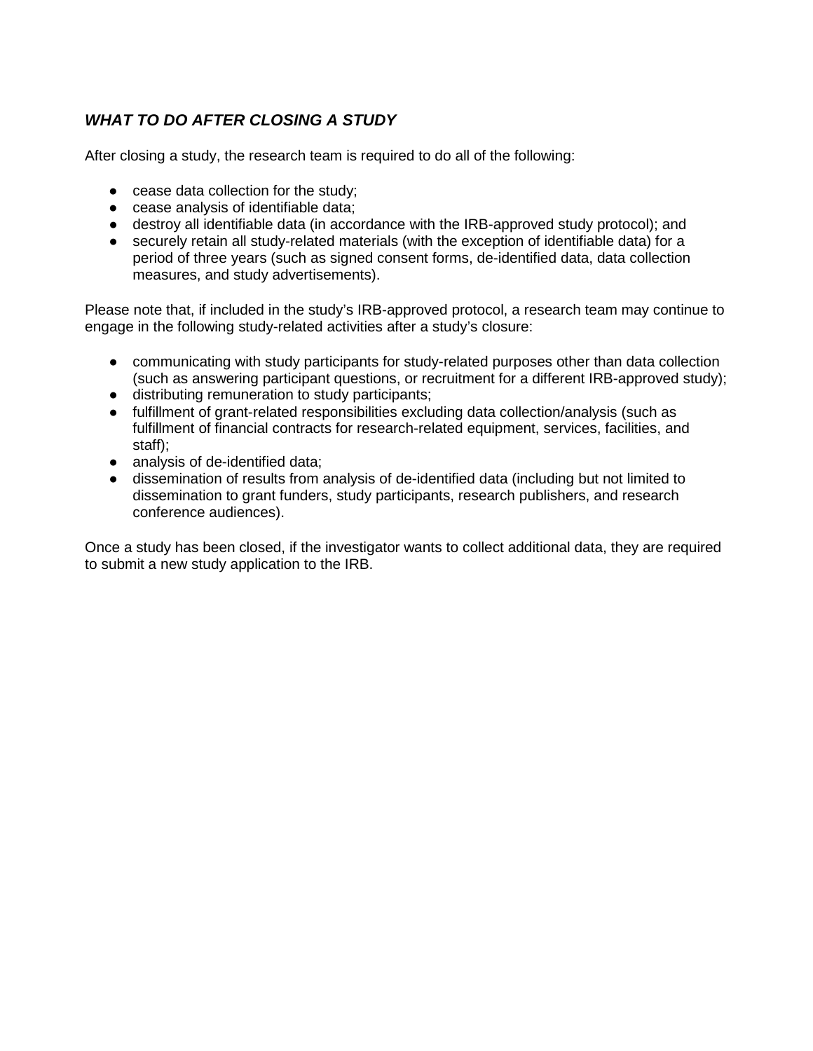### ***WHAT TO DO AFTER CLOSING A STUDY***

After closing a study, the research team is required to do all of the following:

- cease data collection for the study;
- cease analysis of identifiable data;
- destroy all identifiable data (in accordance with the IRB-approved study protocol); and
- securely retain all study-related materials (with the exception of identifiable data) for a period of three years (such as signed consent forms, de-identified data, data collection measures, and study advertisements).

Please note that, if included in the study's IRB-approved protocol, a research team may continue to engage in the following study-related activities after a study's closure:

- communicating with study participants for study-related purposes other than data collection (such as answering participant questions, or recruitment for a different IRB-approved study);
- distributing remuneration to study participants;
- fulfillment of grant-related responsibilities excluding data collection/analysis (such as fulfillment of financial contracts for research-related equipment, services, facilities, and staff);
- analysis of de-identified data;
- dissemination of results from analysis of de-identified data (including but not limited to dissemination to grant funders, study participants, research publishers, and research conference audiences).

Once a study has been closed, if the investigator wants to collect additional data, they are required to submit a new study application to the IRB.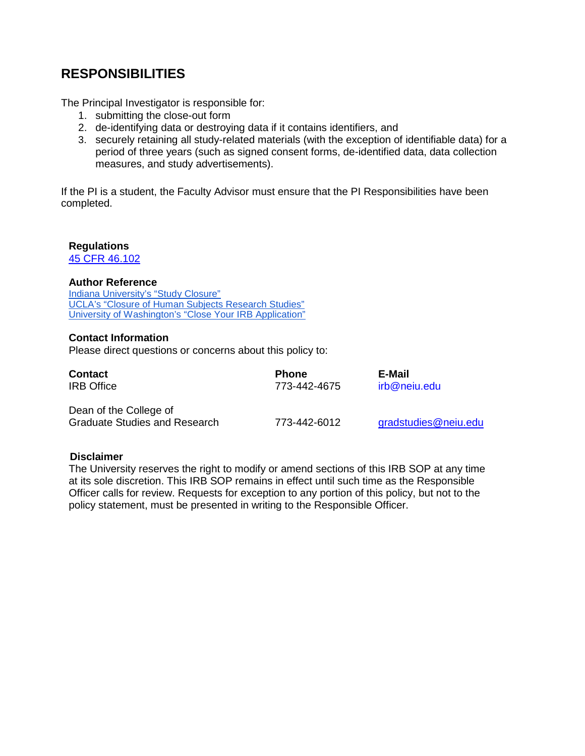## RESPONSIBILITIES

The Principal Investigator is responsible for:

1. submitting the close-out form
2. de-identifying data or destroying data if it contains identifiers, and
3. securely retaining all study-related materials (with the exception of identifiable data) for a period of three years (such as signed consent forms, de-identified data, data collection measures, and study advertisements).

If the PI is a student, the Faculty Advisor must ensure that the PI Responsibilities have been completed.

### Regulations

45 CFR 46.102

### Author Reference

Indiana University's "Study Closure"
UCLA's "Closure of Human Subjects Research Studies"
University of Washington's "Close Your IRB Application"

### Contact Information

Please direct questions or concerns about this policy to:

| Contact | Phone | E-Mail |
| --- | --- | --- |
| IRB Office | 773-442-4675 | irb@neiu.edu |
| Dean of the College of Graduate Studies and Research | 773-442-6012 | gradstudies@neiu.edu |

### Disclaimer

The University reserves the right to modify or amend sections of this IRB SOP at any time at its sole discretion. This IRB SOP remains in effect until such time as the Responsible Officer calls for review. Requests for exception to any portion of this policy, but not to the policy statement, must be presented in writing to the Responsible Officer.